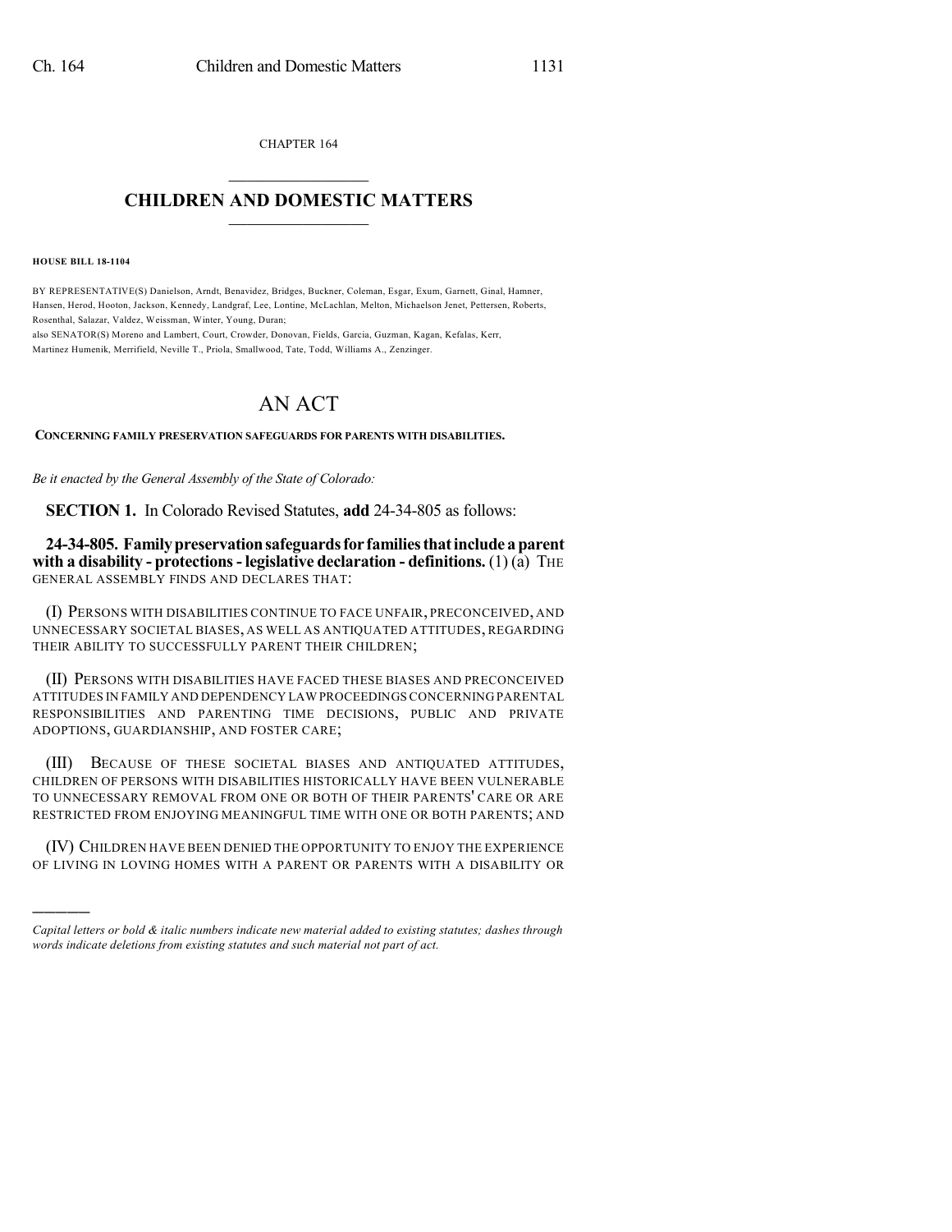CHAPTER 164

# CHILDREN AND DOMESTIC MATTERS

**HOUSE BILL 18-1104**

BY REPRESENTATIVE(S) Danielson, Arndt, Benavidez, Bridges, Buckner, Coleman, Esgar, Exum, Garnett, Ginal, Hamner, Hansen, Herod, Hooton, Jackson, Kennedy, Landgraf, Lee, Lontine, McLachlan, Melton, Michaelson Jenet, Pettersen, Roberts, Rosenthal, Salazar, Valdez, Weissman, Winter, Young, Duran;
also SENATOR(S) Moreno and Lambert, Court, Crowder, Donovan, Fields, Garcia, Guzman, Kagan, Kefalas, Kerr, Martinez Humenik, Merrifield, Neville T., Priola, Smallwood, Tate, Todd, Williams A., Zenzinger.

# AN ACT

**CONCERNING FAMILY PRESERVATION SAFEGUARDS FOR PARENTS WITH DISABILITIES.**

*Be it enacted by the General Assembly of the State of Colorado:*

**SECTION 1.** In Colorado Revised Statutes, **add** 24-34-805 as follows:

**24-34-805. Family preservation safeguards for families that include a parent with a disability - protections - legislative declaration - definitions.** (1) (a) THE GENERAL ASSEMBLY FINDS AND DECLARES THAT:

(I) PERSONS WITH DISABILITIES CONTINUE TO FACE UNFAIR, PRECONCEIVED, AND UNNECESSARY SOCIETAL BIASES, AS WELL AS ANTIQUATED ATTITUDES, REGARDING THEIR ABILITY TO SUCCESSFULLY PARENT THEIR CHILDREN;

(II) PERSONS WITH DISABILITIES HAVE FACED THESE BIASES AND PRECONCEIVED ATTITUDES IN FAMILY AND DEPENDENCY LAW PROCEEDINGS CONCERNING PARENTAL RESPONSIBILITIES AND PARENTING TIME DECISIONS, PUBLIC AND PRIVATE ADOPTIONS, GUARDIANSHIP, AND FOSTER CARE;

(III) BECAUSE OF THESE SOCIETAL BIASES AND ANTIQUATED ATTITUDES, CHILDREN OF PERSONS WITH DISABILITIES HISTORICALLY HAVE BEEN VULNERABLE TO UNNECESSARY REMOVAL FROM ONE OR BOTH OF THEIR PARENTS' CARE OR ARE RESTRICTED FROM ENJOYING MEANINGFUL TIME WITH ONE OR BOTH PARENTS; AND

(IV) CHILDREN HAVE BEEN DENIED THE OPPORTUNITY TO ENJOY THE EXPERIENCE OF LIVING IN LOVING HOMES WITH A PARENT OR PARENTS WITH A DISABILITY OR

---

*Capital letters or bold & italic numbers indicate new material added to existing statutes; dashes through words indicate deletions from existing statutes and such material not part of act.*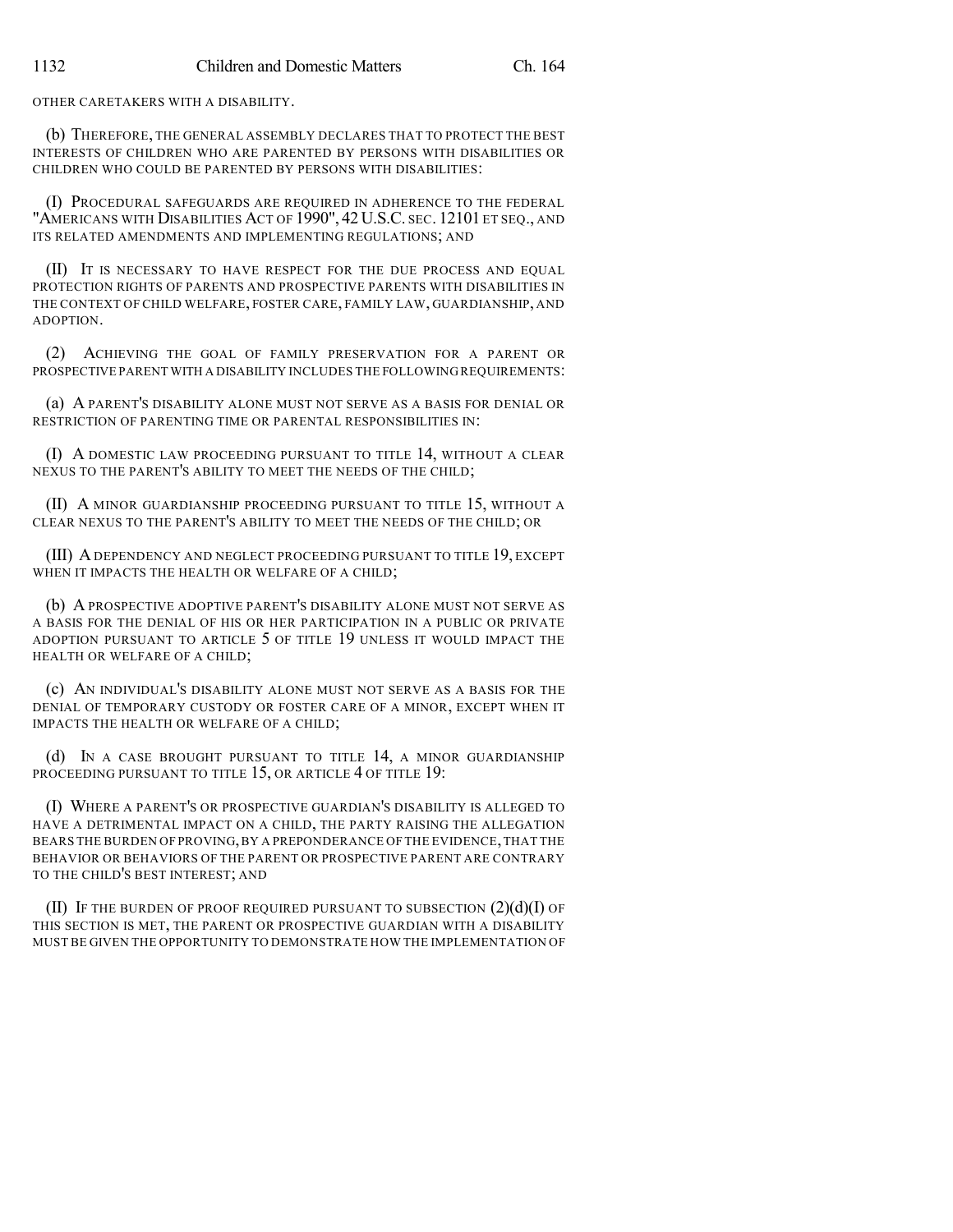OTHER CARETAKERS WITH A DISABILITY.

(b) THEREFORE, THE GENERAL ASSEMBLY DECLARES THAT TO PROTECT THE BEST INTERESTS OF CHILDREN WHO ARE PARENTED BY PERSONS WITH DISABILITIES OR CHILDREN WHO COULD BE PARENTED BY PERSONS WITH DISABILITIES:

(I) PROCEDURAL SAFEGUARDS ARE REQUIRED IN ADHERENCE TO THE FEDERAL "AMERICANS WITH DISABILITIES ACT OF 1990", 42 U.S.C. SEC. 12101 ET SEQ., AND ITS RELATED AMENDMENTS AND IMPLEMENTING REGULATIONS; AND

(II) IT IS NECESSARY TO HAVE RESPECT FOR THE DUE PROCESS AND EQUAL PROTECTION RIGHTS OF PARENTS AND PROSPECTIVE PARENTS WITH DISABILITIES IN THE CONTEXT OF CHILD WELFARE, FOSTER CARE, FAMILY LAW, GUARDIANSHIP, AND ADOPTION.

(2) ACHIEVING THE GOAL OF FAMILY PRESERVATION FOR A PARENT OR PROSPECTIVE PARENT WITH A DISABILITY INCLUDES THE FOLLOWING REQUIREMENTS:

(a) A PARENT'S DISABILITY ALONE MUST NOT SERVE AS A BASIS FOR DENIAL OR RESTRICTION OF PARENTING TIME OR PARENTAL RESPONSIBILITIES IN:

(I) A DOMESTIC LAW PROCEEDING PURSUANT TO TITLE 14, WITHOUT A CLEAR NEXUS TO THE PARENT'S ABILITY TO MEET THE NEEDS OF THE CHILD;

(II) A MINOR GUARDIANSHIP PROCEEDING PURSUANT TO TITLE 15, WITHOUT A CLEAR NEXUS TO THE PARENT'S ABILITY TO MEET THE NEEDS OF THE CHILD; OR

(III) A DEPENDENCY AND NEGLECT PROCEEDING PURSUANT TO TITLE 19, EXCEPT WHEN IT IMPACTS THE HEALTH OR WELFARE OF A CHILD;

(b) A PROSPECTIVE ADOPTIVE PARENT'S DISABILITY ALONE MUST NOT SERVE AS A BASIS FOR THE DENIAL OF HIS OR HER PARTICIPATION IN A PUBLIC OR PRIVATE ADOPTION PURSUANT TO ARTICLE 5 OF TITLE 19 UNLESS IT WOULD IMPACT THE HEALTH OR WELFARE OF A CHILD;

(c) AN INDIVIDUAL'S DISABILITY ALONE MUST NOT SERVE AS A BASIS FOR THE DENIAL OF TEMPORARY CUSTODY OR FOSTER CARE OF A MINOR, EXCEPT WHEN IT IMPACTS THE HEALTH OR WELFARE OF A CHILD;

(d) IN A CASE BROUGHT PURSUANT TO TITLE 14, A MINOR GUARDIANSHIP PROCEEDING PURSUANT TO TITLE 15, OR ARTICLE 4 OF TITLE 19:

(I) WHERE A PARENT'S OR PROSPECTIVE GUARDIAN'S DISABILITY IS ALLEGED TO HAVE A DETRIMENTAL IMPACT ON A CHILD, THE PARTY RAISING THE ALLEGATION BEARS THE BURDEN OF PROVING, BY A PREPONDERANCE OF THE EVIDENCE, THAT THE BEHAVIOR OR BEHAVIORS OF THE PARENT OR PROSPECTIVE PARENT ARE CONTRARY TO THE CHILD'S BEST INTEREST; AND

(II) IF THE BURDEN OF PROOF REQUIRED PURSUANT TO SUBSECTION (2)(d)(I) OF THIS SECTION IS MET, THE PARENT OR PROSPECTIVE GUARDIAN WITH A DISABILITY MUST BE GIVEN THE OPPORTUNITY TO DEMONSTRATE HOW THE IMPLEMENTATION OF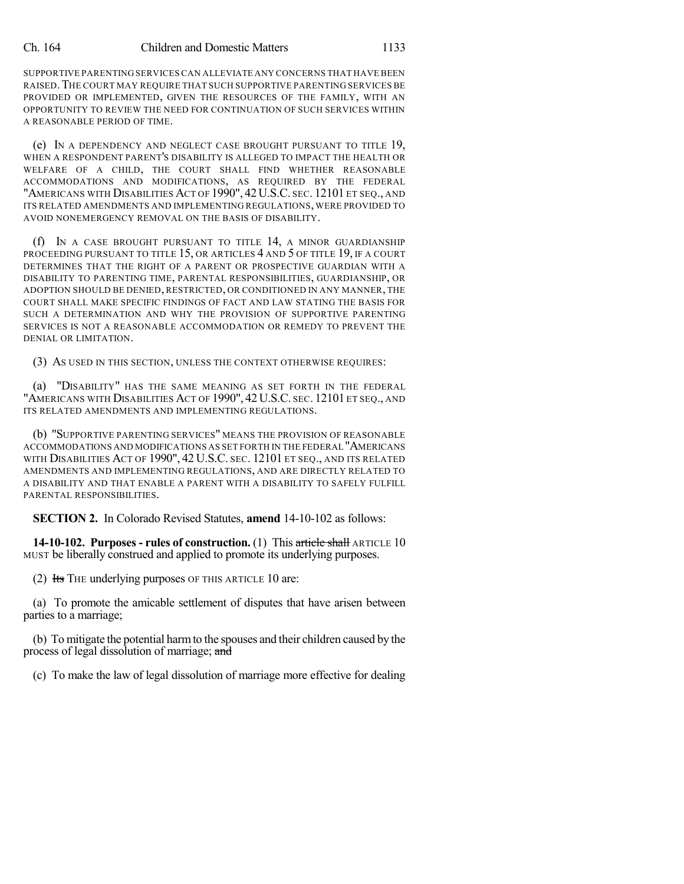SUPPORTIVE PARENTING SERVICES CAN ALLEVIATE ANY CONCERNS THAT HAVE BEEN RAISED. THE COURT MAY REQUIRE THAT SUCH SUPPORTIVE PARENTING SERVICES BE PROVIDED OR IMPLEMENTED, GIVEN THE RESOURCES OF THE FAMILY, WITH AN OPPORTUNITY TO REVIEW THE NEED FOR CONTINUATION OF SUCH SERVICES WITHIN A REASONABLE PERIOD OF TIME.

(e) IN A DEPENDENCY AND NEGLECT CASE BROUGHT PURSUANT TO TITLE 19, WHEN A RESPONDENT PARENT'S DISABILITY IS ALLEGED TO IMPACT THE HEALTH OR WELFARE OF A CHILD, THE COURT SHALL FIND WHETHER REASONABLE ACCOMMODATIONS AND MODIFICATIONS, AS REQUIRED BY THE FEDERAL "AMERICANS WITH DISABILITIES ACT OF 1990", 42 U.S.C. SEC. 12101 ET SEQ., AND ITS RELATED AMENDMENTS AND IMPLEMENTING REGULATIONS, WERE PROVIDED TO AVOID NONEMERGENCY REMOVAL ON THE BASIS OF DISABILITY.

(f) IN A CASE BROUGHT PURSUANT TO TITLE 14, A MINOR GUARDIANSHIP PROCEEDING PURSUANT TO TITLE 15, OR ARTICLES 4 AND 5 OF TITLE 19, IF A COURT DETERMINES THAT THE RIGHT OF A PARENT OR PROSPECTIVE GUARDIAN WITH A DISABILITY TO PARENTING TIME, PARENTAL RESPONSIBILITIES, GUARDIANSHIP, OR ADOPTION SHOULD BE DENIED, RESTRICTED, OR CONDITIONED IN ANY MANNER, THE COURT SHALL MAKE SPECIFIC FINDINGS OF FACT AND LAW STATING THE BASIS FOR SUCH A DETERMINATION AND WHY THE PROVISION OF SUPPORTIVE PARENTING SERVICES IS NOT A REASONABLE ACCOMMODATION OR REMEDY TO PREVENT THE DENIAL OR LIMITATION.

(3) AS USED IN THIS SECTION, UNLESS THE CONTEXT OTHERWISE REQUIRES:

(a) "DISABILITY" HAS THE SAME MEANING AS SET FORTH IN THE FEDERAL "AMERICANS WITH DISABILITIES ACT OF 1990", 42 U.S.C. SEC. 12101 ET SEQ., AND ITS RELATED AMENDMENTS AND IMPLEMENTING REGULATIONS.

(b) "SUPPORTIVE PARENTING SERVICES" MEANS THE PROVISION OF REASONABLE ACCOMMODATIONS AND MODIFICATIONS AS SET FORTH IN THE FEDERAL "AMERICANS WITH DISABILITIES ACT OF 1990", 42 U.S.C. SEC. 12101 ET SEQ., AND ITS RELATED AMENDMENTS AND IMPLEMENTING REGULATIONS, AND ARE DIRECTLY RELATED TO A DISABILITY AND THAT ENABLE A PARENT WITH A DISABILITY TO SAFELY FULFILL PARENTAL RESPONSIBILITIES.

**SECTION 2.** In Colorado Revised Statutes, **amend** 14-10-102 as follows:

**14-10-102. Purposes - rules of construction.** (1) This ~~article shall~~ ARTICLE 10 MUST be liberally construed and applied to promote its underlying purposes.

(2) ~~Its~~ THE underlying purposes OF THIS ARTICLE 10 are:

(a) To promote the amicable settlement of disputes that have arisen between parties to a marriage;

(b) To mitigate the potential harm to the spouses and their children caused by the process of legal dissolution of marriage; ~~and~~

(c) To make the law of legal dissolution of marriage more effective for dealing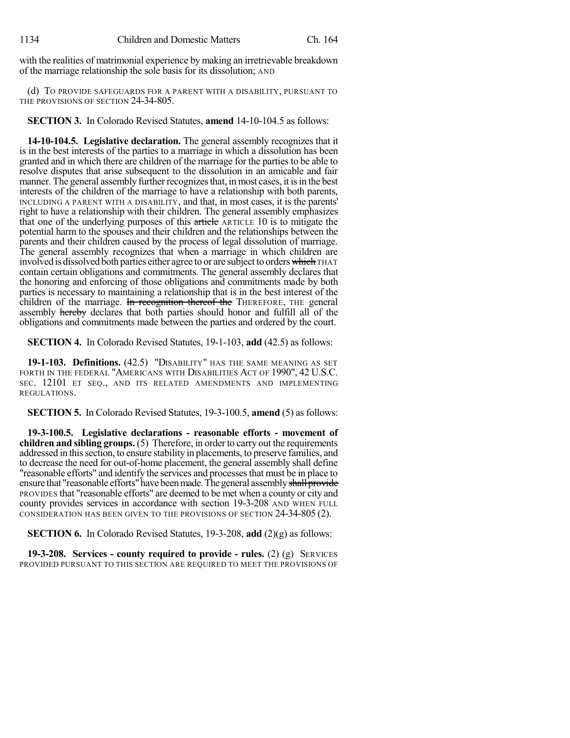with the realities of matrimonial experience by making an irretrievable breakdown of the marriage relationship the sole basis for its dissolution; AND

(d) TO PROVIDE SAFEGUARDS FOR A PARENT WITH A DISABILITY, PURSUANT TO THE PROVISIONS OF SECTION 24-34-805.

**SECTION 3.** In Colorado Revised Statutes, **amend** 14-10-104.5 as follows:

**14-10-104.5. Legislative declaration.** The general assembly recognizes that it is in the best interests of the parties to a marriage in which a dissolution has been granted and in which there are children of the marriage for the parties to be able to resolve disputes that arise subsequent to the dissolution in an amicable and fair manner. The general assembly further recognizes that, in most cases, it is in the best interests of the children of the marriage to have a relationship with both parents, INCLUDING A PARENT WITH A DISABILITY, and that, in most cases, it is the parents' right to have a relationship with their children. The general assembly emphasizes that one of the underlying purposes of this ~~article~~ ARTICLE 10 is to mitigate the potential harm to the spouses and their children and the relationships between the parents and their children caused by the process of legal dissolution of marriage. The general assembly recognizes that when a marriage in which children are involved is dissolved both parties either agree to or are subject to orders ~~which~~ THAT contain certain obligations and commitments. The general assembly declares that the honoring and enforcing of those obligations and commitments made by both parties is necessary to maintaining a relationship that is in the best interest of the children of the marriage. ~~In recognition thereof the~~ THEREFORE, THE general assembly ~~hereby~~ declares that both parties should honor and fulfill all of the obligations and commitments made between the parties and ordered by the court.

**SECTION 4.** In Colorado Revised Statutes, 19-1-103, **add** (42.5) as follows:

**19-1-103. Definitions.** (42.5) "DISABILITY" HAS THE SAME MEANING AS SET FORTH IN THE FEDERAL "AMERICANS WITH DISABILITIES ACT OF 1990", 42 U.S.C. SEC. 12101 ET SEQ., AND ITS RELATED AMENDMENTS AND IMPLEMENTING REGULATIONS.

**SECTION 5.** In Colorado Revised Statutes, 19-3-100.5, **amend** (5) as follows:

**19-3-100.5. Legislative declarations - reasonable efforts - movement of children and sibling groups.** (5) Therefore, in order to carry out the requirements addressed in this section, to ensure stability in placements, to preserve families, and to decrease the need for out-of-home placement, the general assembly shall define "reasonable efforts" and identify the services and processes that must be in place to ensure that "reasonable efforts" have been made. The general assembly ~~shall provide~~ PROVIDES that "reasonable efforts" are deemed to be met when a county or city and county provides services in accordance with section 19-3-208 AND WHEN FULL CONSIDERATION HAS BEEN GIVEN TO THE PROVISIONS OF SECTION 24-34-805 (2).

**SECTION 6.** In Colorado Revised Statutes, 19-3-208, **add** (2)(g) as follows:

**19-3-208. Services - county required to provide - rules.** (2) (g) SERVICES PROVIDED PURSUANT TO THIS SECTION ARE REQUIRED TO MEET THE PROVISIONS OF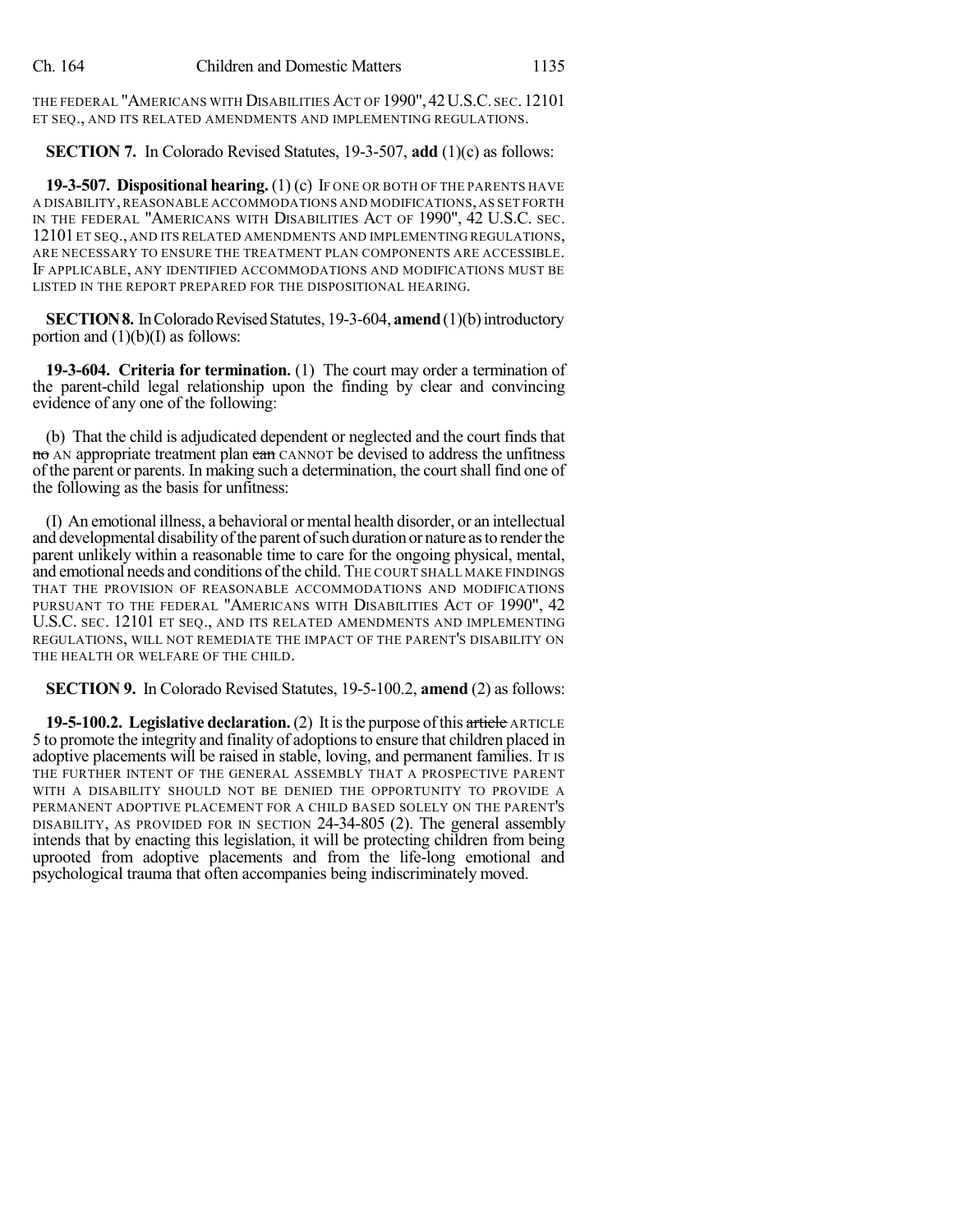THE FEDERAL "AMERICANS WITH DISABILITIES ACT OF 1990", 42 U.S.C. SEC. 12101 ET SEQ., AND ITS RELATED AMENDMENTS AND IMPLEMENTING REGULATIONS.

**SECTION 7.** In Colorado Revised Statutes, 19-3-507, **add** (1)(c) as follows:

**19-3-507. Dispositional hearing.** (1) (c) IF ONE OR BOTH OF THE PARENTS HAVE A DISABILITY, REASONABLE ACCOMMODATIONS AND MODIFICATIONS, AS SET FORTH IN THE FEDERAL "AMERICANS WITH DISABILITIES ACT OF 1990", 42 U.S.C. SEC. 12101 ET SEQ., AND ITS RELATED AMENDMENTS AND IMPLEMENTING REGULATIONS, ARE NECESSARY TO ENSURE THE TREATMENT PLAN COMPONENTS ARE ACCESSIBLE. IF APPLICABLE, ANY IDENTIFIED ACCOMMODATIONS AND MODIFICATIONS MUST BE LISTED IN THE REPORT PREPARED FOR THE DISPOSITIONAL HEARING.

**SECTION 8.** In Colorado Revised Statutes, 19-3-604, **amend** (1)(b) introductory portion and (1)(b)(I) as follows:

**19-3-604. Criteria for termination.** (1) The court may order a termination of the parent-child legal relationship upon the finding by clear and convincing evidence of any one of the following:

(b) That the child is adjudicated dependent or neglected and the court finds that ~~no~~ AN appropriate treatment plan ~~can~~ CANNOT be devised to address the unfitness of the parent or parents. In making such a determination, the court shall find one of the following as the basis for unfitness:

(I) An emotional illness, a behavioral or mental health disorder, or an intellectual and developmental disability of the parent of such duration or nature as to render the parent unlikely within a reasonable time to care for the ongoing physical, mental, and emotional needs and conditions of the child. THE COURT SHALL MAKE FINDINGS THAT THE PROVISION OF REASONABLE ACCOMMODATIONS AND MODIFICATIONS PURSUANT TO THE FEDERAL "AMERICANS WITH DISABILITIES ACT OF 1990", 42 U.S.C. SEC. 12101 ET SEQ., AND ITS RELATED AMENDMENTS AND IMPLEMENTING REGULATIONS, WILL NOT REMEDIATE THE IMPACT OF THE PARENT'S DISABILITY ON THE HEALTH OR WELFARE OF THE CHILD.

**SECTION 9.** In Colorado Revised Statutes, 19-5-100.2, **amend** (2) as follows:

**19-5-100.2. Legislative declaration.** (2) It is the purpose of this ~~article~~ ARTICLE 5 to promote the integrity and finality of adoptions to ensure that children placed in adoptive placements will be raised in stable, loving, and permanent families. IT IS THE FURTHER INTENT OF THE GENERAL ASSEMBLY THAT A PROSPECTIVE PARENT WITH A DISABILITY SHOULD NOT BE DENIED THE OPPORTUNITY TO PROVIDE A PERMANENT ADOPTIVE PLACEMENT FOR A CHILD BASED SOLELY ON THE PARENT'S DISABILITY, AS PROVIDED FOR IN SECTION 24-34-805 (2). The general assembly intends that by enacting this legislation, it will be protecting children from being uprooted from adoptive placements and from the life-long emotional and psychological trauma that often accompanies being indiscriminately moved.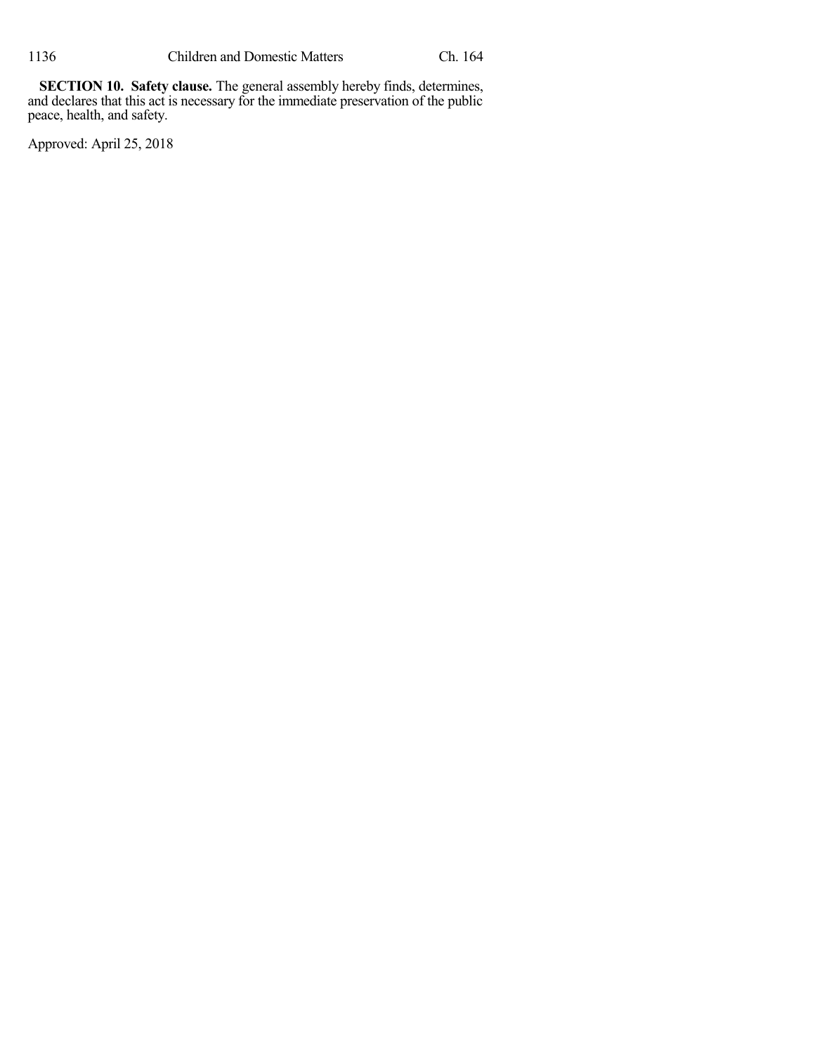**SECTION 10. Safety clause.** The general assembly hereby finds, determines, and declares that this act is necessary for the immediate preservation of the public peace, health, and safety.

Approved: April 25, 2018